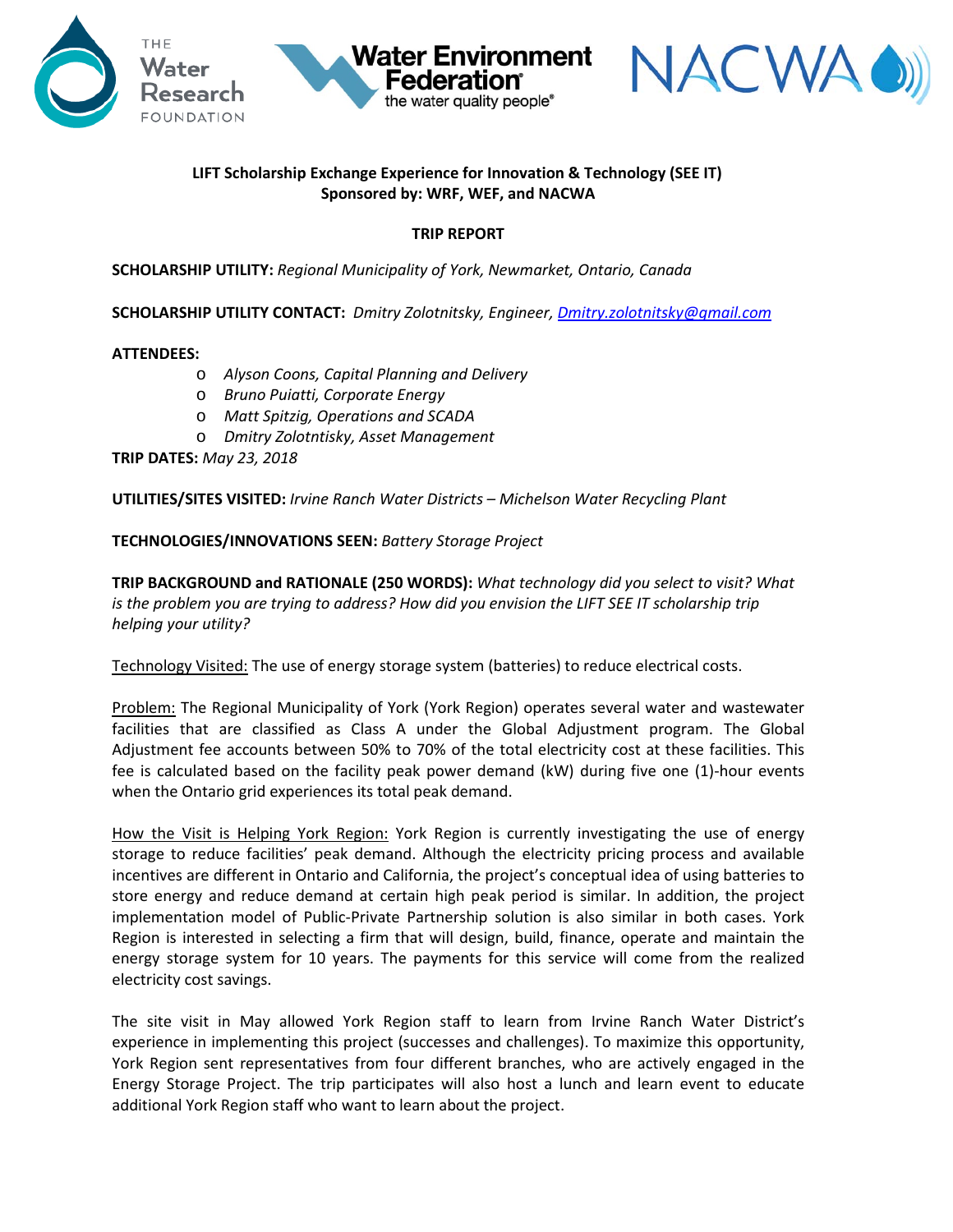**LIFT Scholarship Exchange Experience for Innovation & Technology (SEE IT)**
**Sponsored by: WRF, WEF, and NACWA**

**TRIP REPORT**

**SCHOLARSHIP UTILITY:** *Regional Municipality of York, Newmarket, Ontario, Canada*

**SCHOLARSHIP UTILITY CONTACT:** *Dmitry Zolotnitsky, Engineer, [Dmitry.zolotnitsky@gmail.com](mailto:Dmitry.zolotnitsky@gmail.com)*

**ATTENDEES:**

- *Alyson Coons, Capital Planning and Delivery*
- *Bruno Puiatti, Corporate Energy*
- *Matt Spitzig, Operations and SCADA*
- *Dmitry Zolotntisky, Asset Management*

**TRIP DATES:** *May 23, 2018*

**UTILITIES/SITES VISITED:** *Irvine Ranch Water Districts – Michelson Water Recycling Plant*

**TECHNOLOGIES/INNOVATIONS SEEN:** *Battery Storage Project*

**TRIP BACKGROUND and RATIONALE (250 WORDS):** *What technology did you select to visit? What is the problem you are trying to address? How did you envision the LIFT SEE IT scholarship trip helping your utility?*

Technology Visited: The use of energy storage system (batteries) to reduce electrical costs.

Problem: The Regional Municipality of York (York Region) operates several water and wastewater facilities that are classified as Class A under the Global Adjustment program. The Global Adjustment fee accounts between 50% to 70% of the total electricity cost at these facilities. This fee is calculated based on the facility peak power demand (kW) during five one (1)-hour events when the Ontario grid experiences its total peak demand.

How the Visit is Helping York Region: York Region is currently investigating the use of energy storage to reduce facilities' peak demand. Although the electricity pricing process and available incentives are different in Ontario and California, the project's conceptual idea of using batteries to store energy and reduce demand at certain high peak period is similar. In addition, the project implementation model of Public-Private Partnership solution is also similar in both cases. York Region is interested in selecting a firm that will design, build, finance, operate and maintain the energy storage system for 10 years. The payments for this service will come from the realized electricity cost savings.

The site visit in May allowed York Region staff to learn from Irvine Ranch Water District's experience in implementing this project (successes and challenges). To maximize this opportunity, York Region sent representatives from four different branches, who are actively engaged in the Energy Storage Project. The trip participates will also host a lunch and learn event to educate additional York Region staff who want to learn about the project.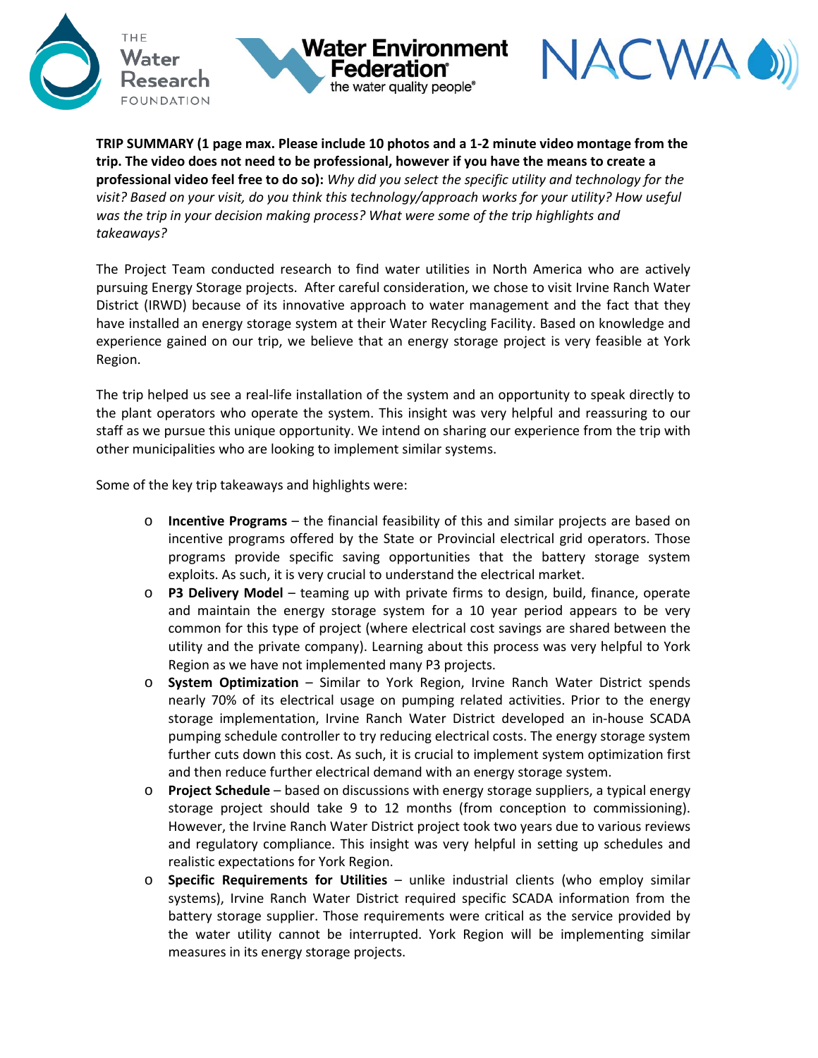**TRIP SUMMARY (1 page max. Please include 10 photos and a 1-2 minute video montage from the trip. The video does not need to be professional, however if you have the means to create a professional video feel free to do so):** *Why did you select the specific utility and technology for the visit? Based on your visit, do you think this technology/approach works for your utility? How useful was the trip in your decision making process? What were some of the trip highlights and takeaways?*

The Project Team conducted research to find water utilities in North America who are actively pursuing Energy Storage projects. After careful consideration, we chose to visit Irvine Ranch Water District (IRWD) because of its innovative approach to water management and the fact that they have installed an energy storage system at their Water Recycling Facility. Based on knowledge and experience gained on our trip, we believe that an energy storage project is very feasible at York Region.

The trip helped us see a real-life installation of the system and an opportunity to speak directly to the plant operators who operate the system. This insight was very helpful and reassuring to our staff as we pursue this unique opportunity. We intend on sharing our experience from the trip with other municipalities who are looking to implement similar systems.

Some of the key trip takeaways and highlights were:

- **Incentive Programs** – the financial feasibility of this and similar projects are based on incentive programs offered by the State or Provincial electrical grid operators. Those programs provide specific saving opportunities that the battery storage system exploits. As such, it is very crucial to understand the electrical market.
- **P3 Delivery Model** – teaming up with private firms to design, build, finance, operate and maintain the energy storage system for a 10 year period appears to be very common for this type of project (where electrical cost savings are shared between the utility and the private company). Learning about this process was very helpful to York Region as we have not implemented many P3 projects.
- **System Optimization** – Similar to York Region, Irvine Ranch Water District spends nearly 70% of its electrical usage on pumping related activities. Prior to the energy storage implementation, Irvine Ranch Water District developed an in-house SCADA pumping schedule controller to try reducing electrical costs. The energy storage system further cuts down this cost. As such, it is crucial to implement system optimization first and then reduce further electrical demand with an energy storage system.
- **Project Schedule** – based on discussions with energy storage suppliers, a typical energy storage project should take 9 to 12 months (from conception to commissioning). However, the Irvine Ranch Water District project took two years due to various reviews and regulatory compliance. This insight was very helpful in setting up schedules and realistic expectations for York Region.
- **Specific Requirements for Utilities** – unlike industrial clients (who employ similar systems), Irvine Ranch Water District required specific SCADA information from the battery storage supplier. Those requirements were critical as the service provided by the water utility cannot be interrupted. York Region will be implementing similar measures in its energy storage projects.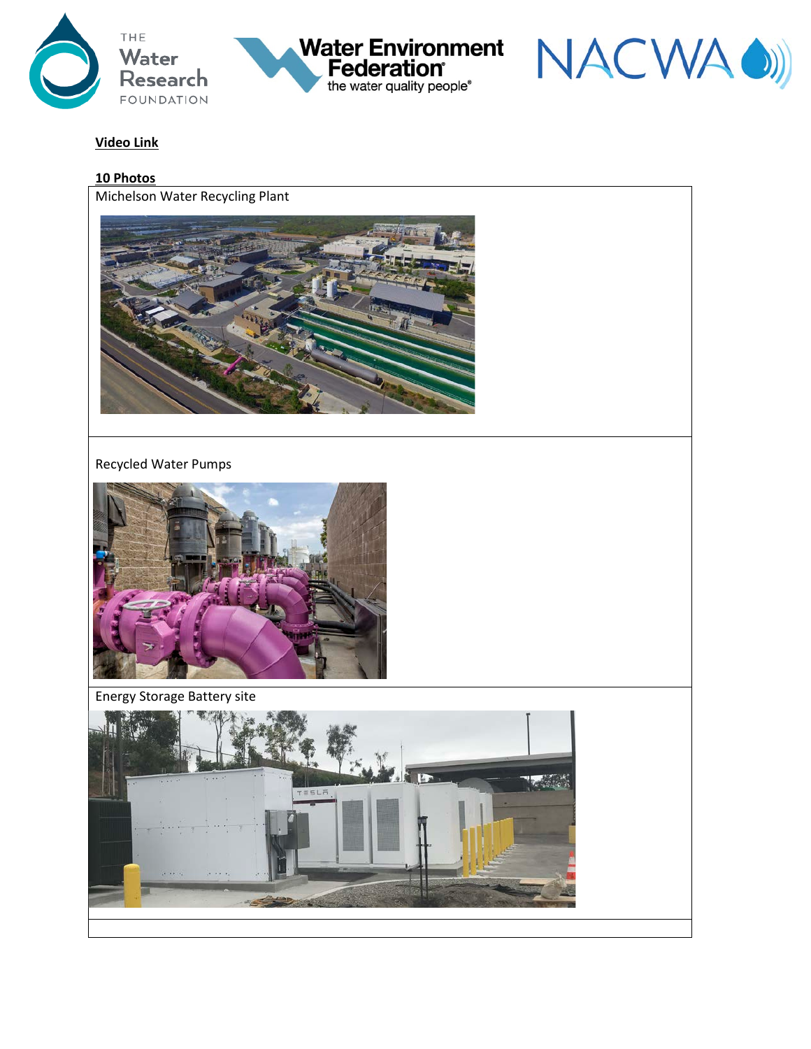**Video Link**

**10 Photos**

| Michelson Water Recycling Plant |
| --- |
| Recycled Water Pumps |
| Energy Storage Battery site |
| |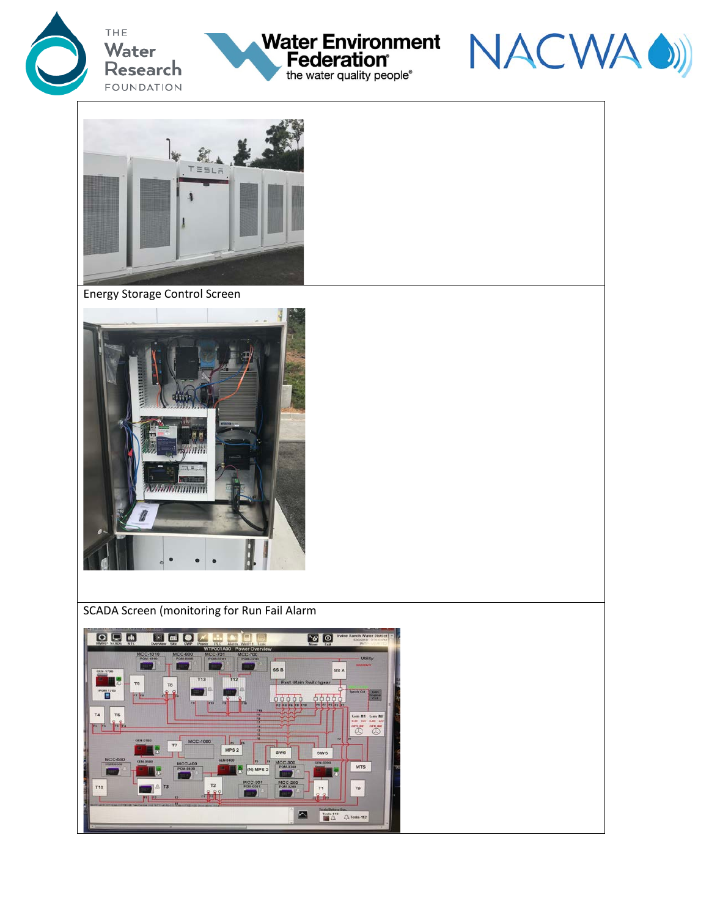Energy Storage Control Screen

SCADA Screen (monitoring for Run Fail Alarm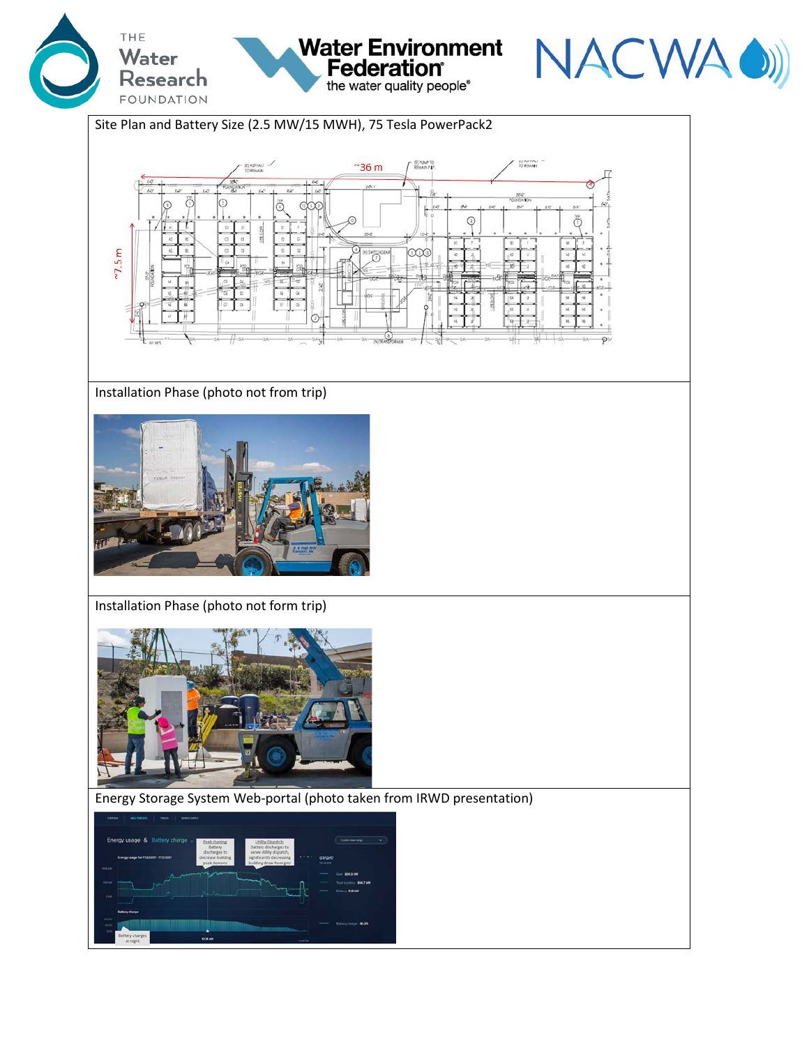| Site Plan and Battery Size (2.5 MW/15 MWH), 75 Tesla PowerPack2 |
| --- |
| Installation Phase (photo not from trip) |
| Installation Phase (photo not form trip) |
| Energy Storage System Web-portal (photo taken from IRWD presentation) |